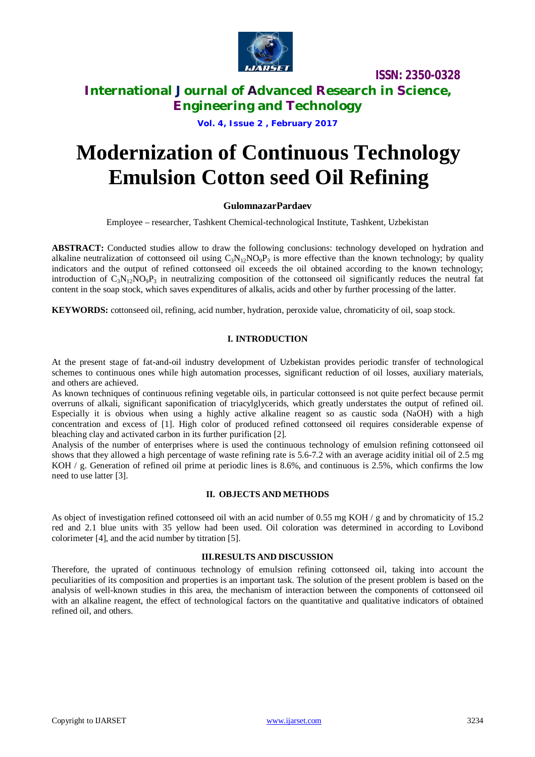# Modernization of Continuous Technology Emulsion Cotton seed Oil Refining

**GulomnazarPardaev**

Employee – researcher, Tashkent Chemical-technological Institute, Tashkent, Uzbekistan

**ABSTRACT:** Conducted studies allow to draw the following conclusions: technology developed on hydration and alkaline neutralization of cottonseed oil using $C_3N_{12}NO_9P_3$ is more effective than the known technology; by quality indicators and the output of refined cottonseed oil exceeds the oil obtained according to the known technology; introduction of $C_3N_{12}NO_9P_3$ in neutralizing composition of the cottonseed oil significantly reduces the neutral fat content in the soap stock, which saves expenditures of alkalis, acids and other by further processing of the latter.

**KEYWORDS:** cottonseed oil, refining, acid number, hydration, peroxide value, chromaticity of oil, soap stock.

## I. INTRODUCTION

At the present stage of fat-and-oil industry development of Uzbekistan provides periodic transfer of technological schemes to continuous ones while high automation processes, significant reduction of oil losses, auxiliary materials, and others are achieved.

As known techniques of continuous refining vegetable oils, in particular cottonseed is not quite perfect because permit overruns of alkali, significant saponification of triacylglycerids, which greatly understates the output of refined oil. Especially it is obvious when using a highly active alkaline reagent so as caustic soda (NaOH) with a high concentration and excess of [1]. High color of produced refined cottonseed oil requires considerable expense of bleaching clay and activated carbon in its further purification [2].

Analysis of the number of enterprises where is used the continuous technology of emulsion refining cottonseed oil shows that they allowed a high percentage of waste refining rate is 5.6-7.2 with an average acidity initial oil of 2.5 mg KOH / g. Generation of refined oil prime at periodic lines is 8.6%, and continuous is 2.5%, which confirms the low need to use latter [3].

## II. OBJECTS AND METHODS

As object of investigation refined cottonseed oil with an acid number of 0.55 mg KOH / g and by chromaticity of 15.2 red and 2.1 blue units with 35 yellow had been used. Oil coloration was determined in according to Lovibond colorimeter [4], and the acid number by titration [5].

## III.RESULTS AND DISCUSSION

Therefore, the uprated of continuous technology of emulsion refining cottonseed oil, taking into account the peculiarities of its composition and properties is an important task. The solution of the present problem is based on the analysis of well-known studies in this area, the mechanism of interaction between the components of cottonseed oil with an alkaline reagent, the effect of technological factors on the quantitative and qualitative indicators of obtained refined oil, and others.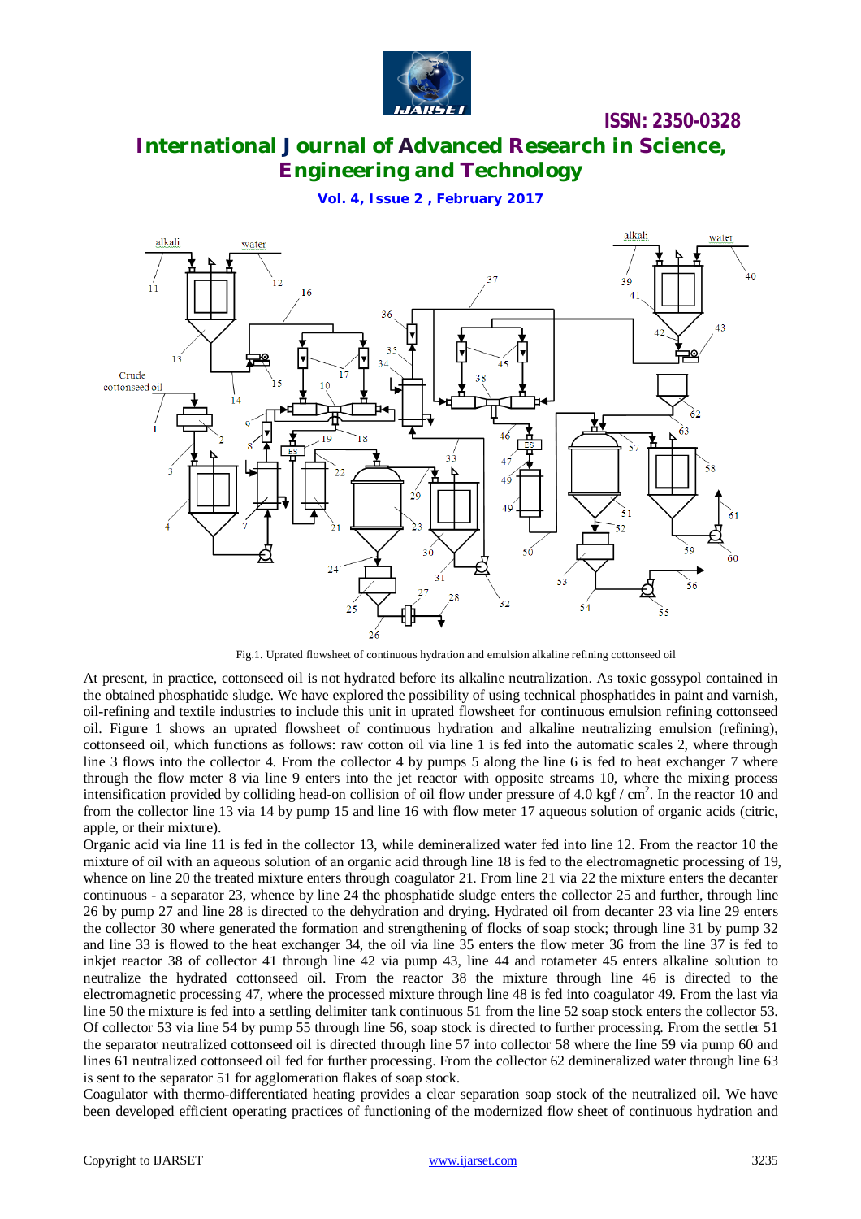Fig.1. Uprated flowsheet of continuous hydration and emulsion alkaline refining cottonseed oil

At present, in practice, cottonseed oil is not hydrated before its alkaline neutralization. As toxic gossypol contained in the obtained phosphatide sludge. We have explored the possibility of using technical phosphatides in paint and varnish, oil-refining and textile industries to include this unit in uprated flowsheet for continuous emulsion refining cottonseed oil. Figure 1 shows an uprated flowsheet of continuous hydration and alkaline neutralizing emulsion (refining), cottonseed oil, which functions as follows: raw cotton oil via line 1 is fed into the automatic scales 2, where through line 3 flows into the collector 4. From the collector 4 by pumps 5 along the line 6 is fed to heat exchanger 7 where through the flow meter 8 via line 9 enters into the jet reactor with opposite streams 10, where the mixing process intensification provided by colliding head-on collision of oil flow under pressure of 4.0 kgf / cm$^2$. In the reactor 10 and from the collector line 13 via 14 by pump 15 and line 16 with flow meter 17 aqueous solution of organic acids (citric, apple, or their mixture).

Organic acid via line 11 is fed in the collector 13, while demineralized water fed into line 12. From the reactor 10 the mixture of oil with an aqueous solution of an organic acid through line 18 is fed to the electromagnetic processing of 19, whence on line 20 the treated mixture enters through coagulator 21. From line 21 via 22 the mixture enters the decanter continuous - a separator 23, whence by line 24 the phosphatide sludge enters the collector 25 and further, through line 26 by pump 27 and line 28 is directed to the dehydration and drying. Hydrated oil from decanter 23 via line 29 enters the collector 30 where generated the formation and strengthening of flocks of soap stock; through line 31 by pump 32 and line 33 is flowed to the heat exchanger 34, the oil via line 35 enters the flow meter 36 from the line 37 is fed to inkjet reactor 38 of collector 41 through line 42 via pump 43, line 44 and rotameter 45 enters alkaline solution to neutralize the hydrated cottonseed oil. From the reactor 38 the mixture through line 46 is directed to the electromagnetic processing 47, where the processed mixture through line 48 is fed into coagulator 49. From the last via line 50 the mixture is fed into a settling delimiter tank continuous 51 from the line 52 soap stock enters the collector 53. Of collector 53 via line 54 by pump 55 through line 56, soap stock is directed to further processing. From the settler 51 the separator neutralized cottonseed oil is directed through line 57 into collector 58 where the line 59 via pump 60 and lines 61 neutralized cottonseed oil fed for further processing. From the collector 62 demineralized water through line 63 is sent to the separator 51 for agglomeration flakes of soap stock.

Coagulator with thermo-differentiated heating provides a clear separation soap stock of the neutralized oil. We have been developed efficient operating practices of functioning of the modernized flow sheet of continuous hydration and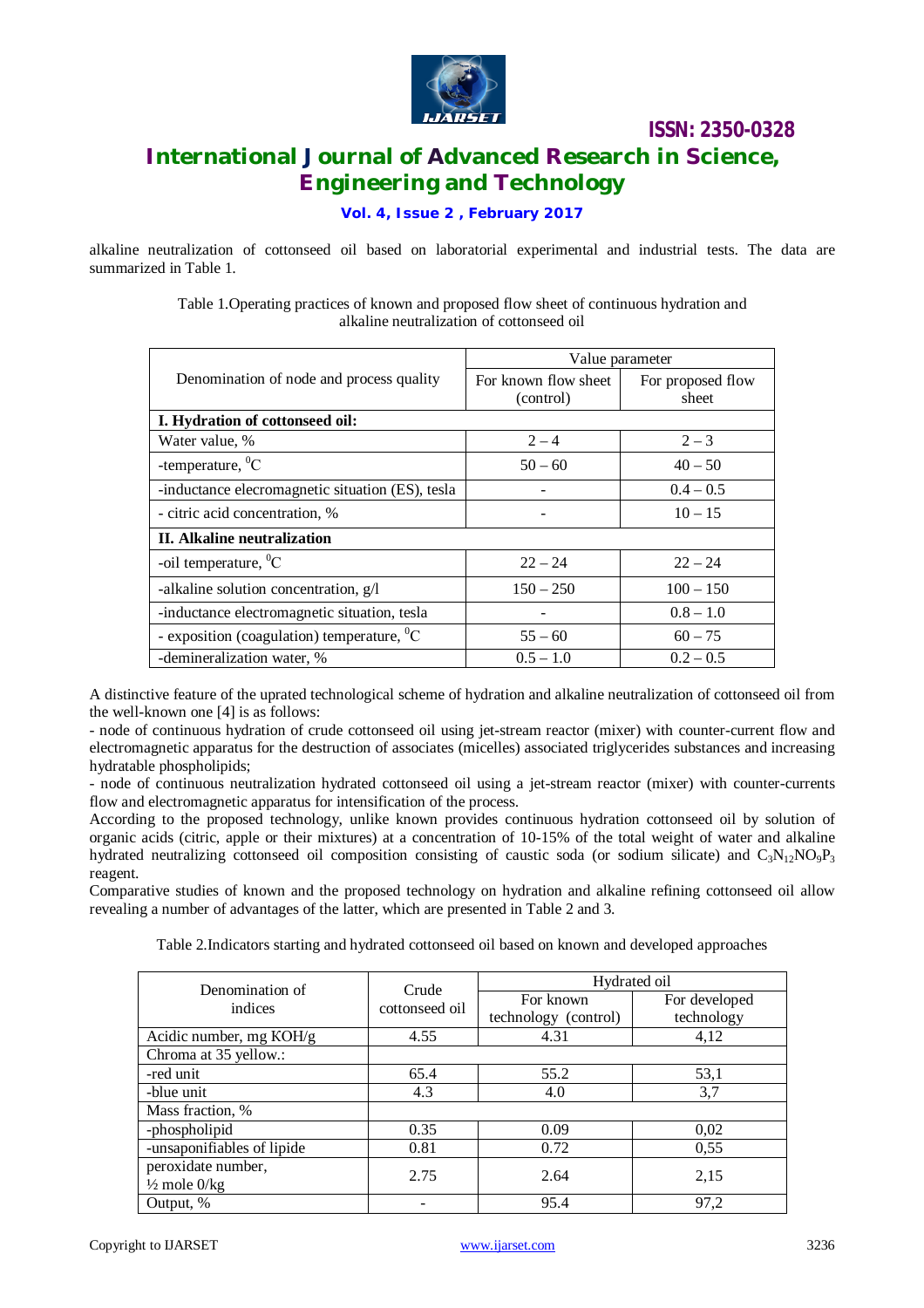alkaline neutralization of cottonseed oil based on laboratorial experimental and industrial tests. The data are summarized in Table 1.

Table 1.Operating practices of known and proposed flow sheet of continuous hydration and alkaline neutralization of cottonseed oil

| Denomination of node and process quality | Value parameter | |
|---|---|---|
| | For known flow sheet (control) | For proposed flow sheet |
| **I. Hydration of cottonseed oil:** | | |
| Water value, % | 2 – 4 | 2 – 3 |
| -temperature, $^0$C | 50 – 60 | 40 – 50 |
| -inductance elecromagnetic situation (ES), tesla | - | 0.4 – 0.5 |
| - citric acid concentration, % | - | 10 – 15 |
| **II. Alkaline neutralization** | | |
| -oil temperature, $^0$C | 22 – 24 | 22 – 24 |
| -alkaline solution concentration, g/l | 150 – 250 | 100 – 150 |
| -inductance electromagnetic situation, tesla | - | 0.8 – 1.0 |
| - exposition (coagulation) temperature, $^0$C | 55 – 60 | 60 – 75 |
| -demineralization water, % | 0.5 – 1.0 | 0.2 – 0.5 |

A distinctive feature of the uprated technological scheme of hydration and alkaline neutralization of cottonseed oil from the well-known one [4] is as follows:

- node of continuous hydration of crude cottonseed oil using jet-stream reactor (mixer) with counter-current flow and electromagnetic apparatus for the destruction of associates (micelles) associated triglycerides substances and increasing hydratable phospholipids;
- node of continuous neutralization hydrated cottonseed oil using a jet-stream reactor (mixer) with counter-currents flow and electromagnetic apparatus for intensification of the process.

According to the proposed technology, unlike known provides continuous hydration cottonseed oil by solution of organic acids (citric, apple or their mixtures) at a concentration of 10-15% of the total weight of water and alkaline hydrated neutralizing cottonseed oil composition consisting of caustic soda (or sodium silicate) and $C_3N_{12}NO_9P_3$ reagent.

Comparative studies of known and the proposed technology on hydration and alkaline refining cottonseed oil allow revealing a number of advantages of the latter, which are presented in Table 2 and 3.

Table 2.Indicators starting and hydrated cottonseed oil based on known and developed approaches

| Denomination of indices | Crude cottonseed oil | Hydrated oil | |
|---|---|---|---|
| | | For known technology (control) | For developed technology |
| Acidic number, mg KOH/g | 4.55 | 4.31 | 4,12 |
| Chroma at 35 yellow.: | | | |
| -red unit | 65.4 | 55.2 | 53,1 |
| -blue unit | 4.3 | 4.0 | 3,7 |
| Mass fraction, % | | | |
| -phospholipid | 0.35 | 0.09 | 0,02 |
| -unsaponifiables of lipide | 0.81 | 0.72 | 0,55 |
| peroxidate number, ½ mole 0/kg | 2.75 | 2.64 | 2,15 |
| Output, % | - | 95.4 | 97,2 |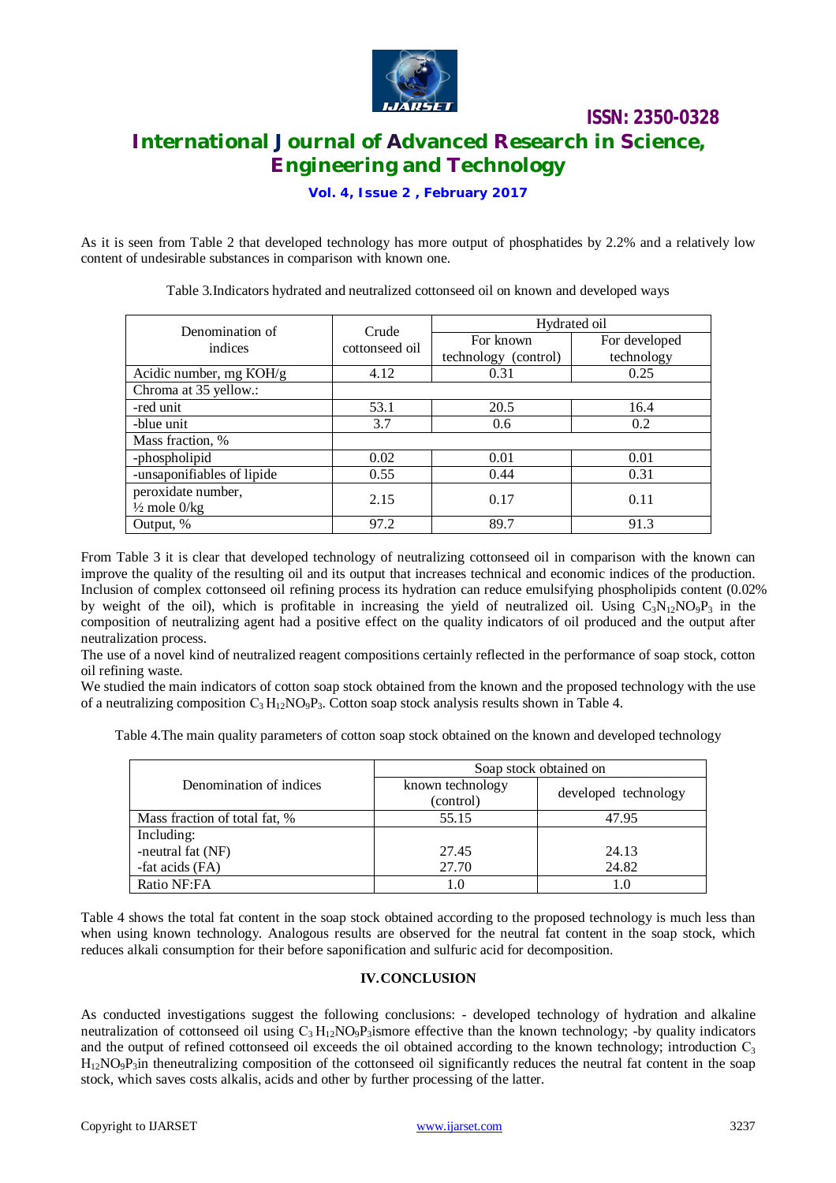As it is seen from Table 2 that developed technology has more output of phosphatides by 2.2% and a relatively low content of undesirable substances in comparison with known one.

Table 3.Indicators hydrated and neutralized cottonseed oil on known and developed ways

| Denomination of indices | Crude cottonseed oil | Hydrated oil | |
|---|---|---|---|
| | | For known technology (control) | For developed technology |
| Acidic number, mg KOH/g | 4.12 | 0.31 | 0.25 |
| Chroma at 35 yellow.: | | | |
| -red unit | 53.1 | 20.5 | 16.4 |
| -blue unit | 3.7 | 0.6 | 0.2 |
| Mass fraction, % | | | |
| -phospholipid | 0.02 | 0.01 | 0.01 |
| -unsaponifiables of lipide | 0.55 | 0.44 | 0.31 |
| peroxidate number, ½ mole 0/kg | 2.15 | 0.17 | 0.11 |
| Output, % | 97.2 | 89.7 | 91.3 |

From Table 3 it is clear that developed technology of neutralizing cottonseed oil in comparison with the known can improve the quality of the resulting oil and its output that increases technical and economic indices of the production. Inclusion of complex cottonseed oil refining process its hydration can reduce emulsifying phospholipids content (0.02% by weight of the oil), which is profitable in increasing the yield of neutralized oil. Using $C_3N_{12}NO_9P_3$ in the composition of neutralizing agent had a positive effect on the quality indicators of oil produced and the output after neutralization process.

The use of a novel kind of neutralized reagent compositions certainly reflected in the performance of soap stock, cotton oil refining waste.

We studied the main indicators of cotton soap stock obtained from the known and the proposed technology with the use of a neutralizing composition $C_3H_{12}NO_9P_3$. Cotton soap stock analysis results shown in Table 4.

Table 4.The main quality parameters of cotton soap stock obtained on the known and developed technology

| Denomination of indices | Soap stock obtained on | |
|---|---|---|
| | known technology (control) | developed technology |
| Mass fraction of total fat, % | 55.15 | 47.95 |
| Including: | | |
| -neutral fat (NF) | 27.45 | 24.13 |
| -fat acids (FA) | 27.70 | 24.82 |
| Ratio NF:FA | 1.0 | 1.0 |

Table 4 shows the total fat content in the soap stock obtained according to the proposed technology is much less than when using known technology. Analogous results are observed for the neutral fat content in the soap stock, which reduces alkali consumption for their before saponification and sulfuric acid for decomposition.

## IV.CONCLUSION

As conducted investigations suggest the following conclusions: - developed technology of hydration and alkaline neutralization of cottonseed oil using $C_3H_{12}NO_9P_3$ismore effective than the known technology; -by quality indicators and the output of refined cottonseed oil exceeds the oil obtained according to the known technology; introduction $C_3H_{12}NO_9P_3$in theneutralizing composition of the cottonseed oil significantly reduces the neutral fat content in the soap stock, which saves costs alkalis, acids and other by further processing of the latter.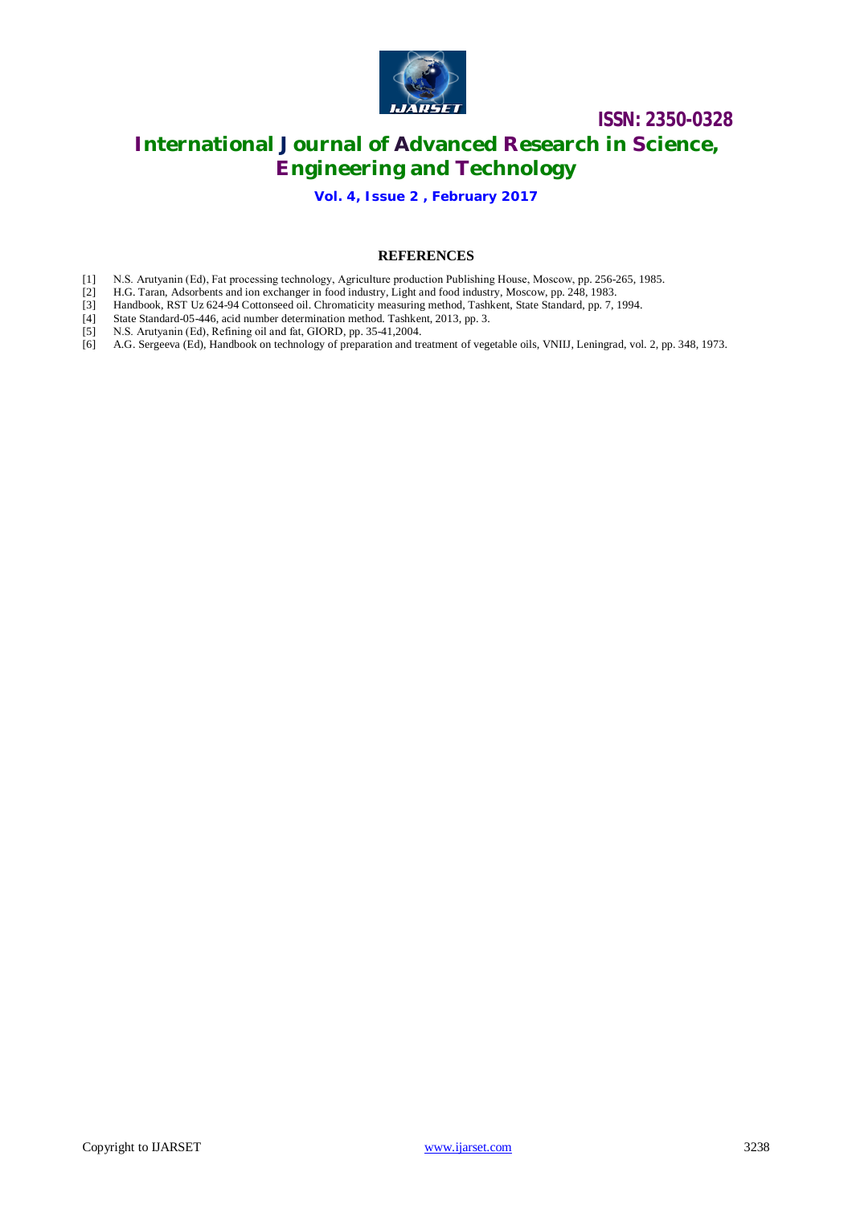## REFERENCES

[1] N.S. Arutyanin (Ed), Fat processing technology, Agriculture production Publishing House, Moscow, pp. 256-265, 1985.
[2] H.G. Taran, Adsorbents and ion exchanger in food industry, Light and food industry, Moscow, pp. 248, 1983.
[3] Handbook, RST Uz 624-94 Cottonseed oil. Chromaticity measuring method, Tashkent, State Standard, pp. 7, 1994.
[4] State Standard-05-446, acid number determination method. Tashkent, 2013, pp. 3.
[5] N.S. Arutyanin (Ed), Refining oil and fat, GIORD, pp. 35-41,2004.
[6] A.G. Sergeeva (Ed), Handbook on technology of preparation and treatment of vegetable oils, VNIIJ, Leningrad, vol. 2, pp. 348, 1973.